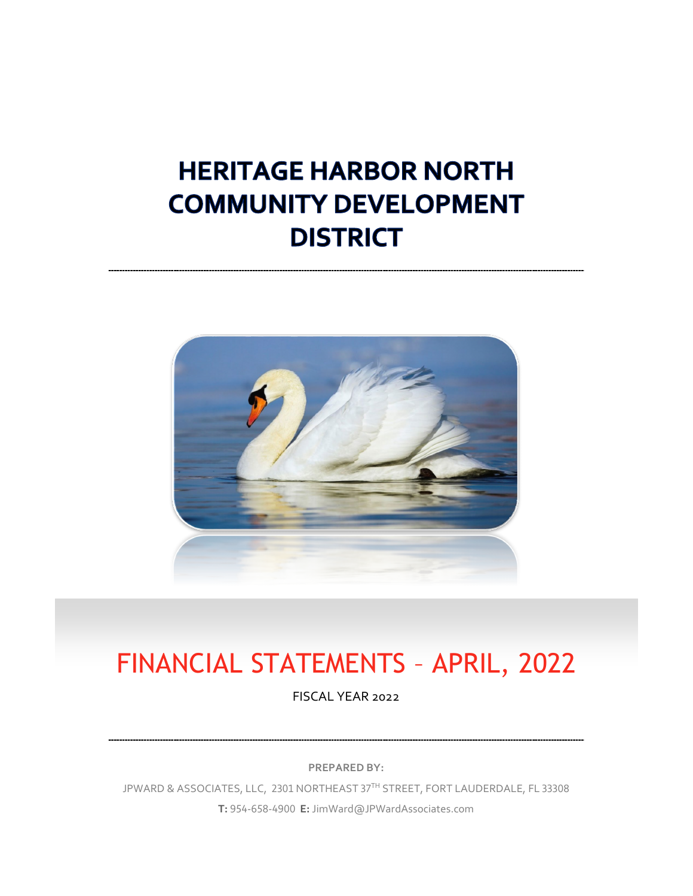# HERITAGE HARBOR NORTH COMMUNITY DEVELOPMENT DISTRICT

---

## FINANCIAL STATEMENTS – APRIL, 2022

FISCAL YEAR 2022

---

**PREPARED BY:**

JPWARD & ASSOCIATES, LLC, 2301 NORTHEAST 37TH STREET, FORT LAUDERDALE, FL 33308

**T:** 954-658-4900 **E:** JimWard@JPWardAssociates.com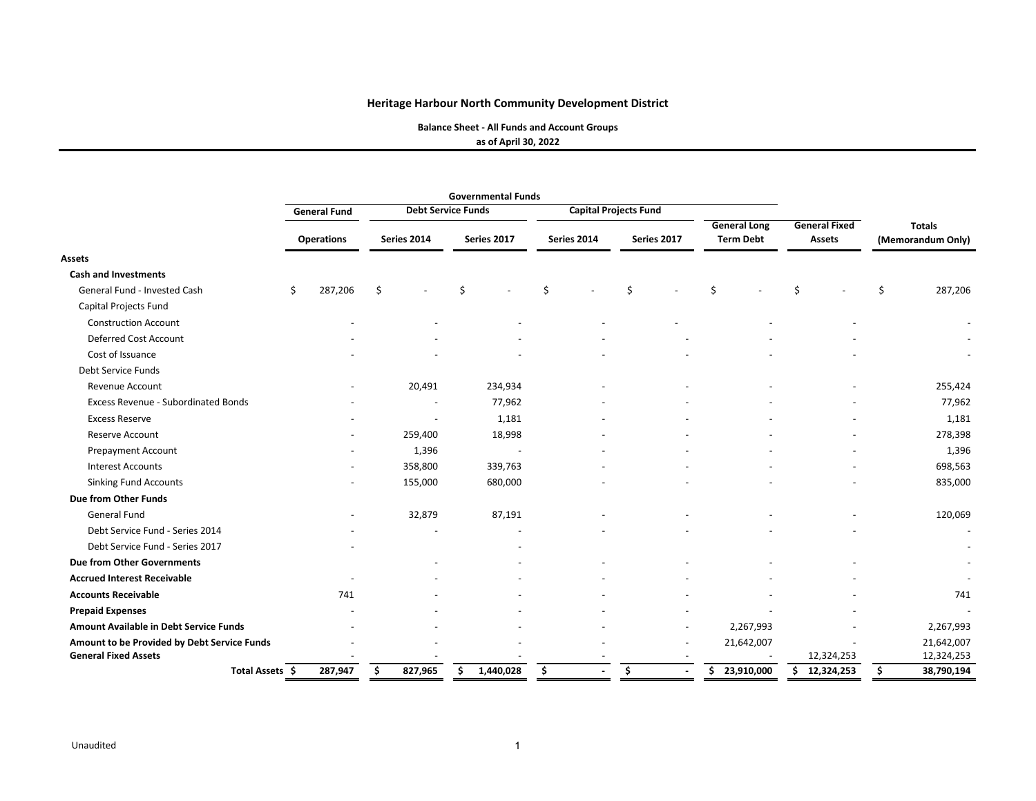# Heritage Harbour North Community Development District

**Balance Sheet - All Funds and Account Groups**
**as of April 30, 2022**

| | Governmental Funds | | | | | | | |
|---|---|---|---|---|---|---|---|---|
| | General Fund | Debt Service Funds | | Capital Projects Fund | | | | |
| | Operations | Series 2014 | Series 2017 | Series 2014 | Series 2017 | General Long Term Debt | General Fixed Assets | Totals (Memorandum Only) |
| **Assets** | | | | | | | | |
| **Cash and Investments** | | | | | | | | |
| General Fund - Invested Cash | $ 287,206 | $ - | $ - | $ - | $ - | $ - | $ - | $ 287,206 |
| Capital Projects Fund | | | | | | | | |
| Construction Account | - | - | - | - | - | - | - | - |
| Deferred Cost Account | - | - | - | - | - | - | - | - |
| Cost of Issuance | - | - | - | - | - | - | - | - |
| Debt Service Funds | | | | | | | | |
| Revenue Account | - | 20,491 | 234,934 | - | - | - | - | 255,424 |
| Excess Revenue - Subordinated Bonds | - | - | 77,962 | - | - | - | - | 77,962 |
| Excess Reserve | - | - | 1,181 | - | - | - | - | 1,181 |
| Reserve Account | - | 259,400 | 18,998 | - | - | - | - | 278,398 |
| Prepayment Account | - | 1,396 | - | - | - | - | - | 1,396 |
| Interest Accounts | - | 358,800 | 339,763 | - | - | - | - | 698,563 |
| Sinking Fund Accounts | - | 155,000 | 680,000 | - | - | - | - | 835,000 |
| **Due from Other Funds** | | | | | | | | |
| General Fund | - | 32,879 | 87,191 | - | - | - | - | 120,069 |
| Debt Service Fund - Series 2014 | - | - | - | - | - | - | - | - |
| Debt Service Fund - Series 2017 | - | | - | | | | | - |
| **Due from Other Governments** | | - | - | - | - | - | - | - |
| **Accrued Interest Receivable** | - | - | - | - | - | - | - | - |
| **Accounts Receivable** | 741 | - | - | - | - | - | - | 741 |
| **Prepaid Expenses** | - | - | - | - | - | - | - | - |
| **Amount Available in Debt Service Funds** | - | - | - | - | - | 2,267,993 | - | 2,267,993 |
| **Amount to be Provided by Debt Service Funds** | - | - | - | - | - | 21,642,007 | - | 21,642,007 |
| **General Fixed Assets** | - | - | - | - | - | - | 12,324,253 | 12,324,253 |
| **Total Assets** | $ 287,947 | $ 827,965 | $ 1,440,028 | $ - | $ - | $ 23,910,000 | $ 12,324,253 | $ 38,790,194 |

Unaudited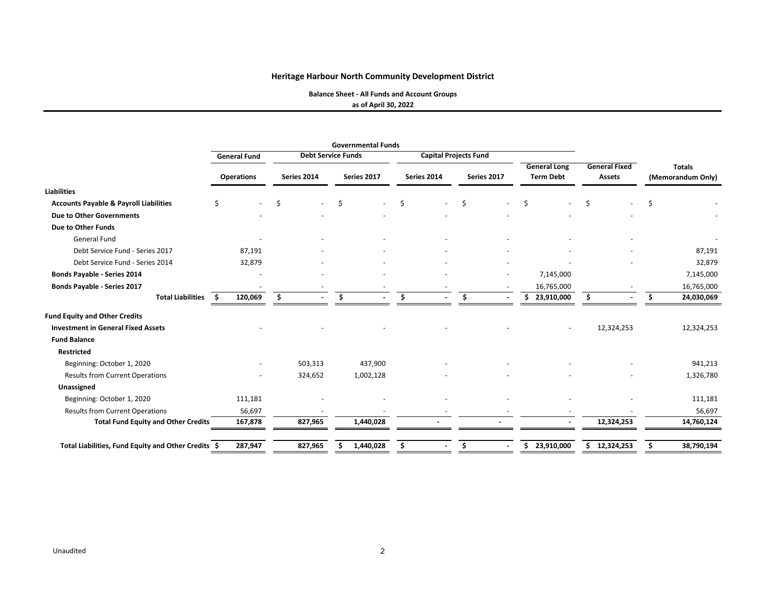### Heritage Harbour North Community Development District

**Balance Sheet - All Funds and Account Groups**
**as of April 30, 2022**

| | Governmental Funds | | | | | | | |
|---|---|---|---|---|---|---|---|---|
| | General Fund | Debt Service Funds | | Capital Projects Fund | | | | |
| | Operations | Series 2014 | Series 2017 | Series 2014 | Series 2017 | General Long Term Debt | General Fixed Assets | Totals (Memorandum Only) |
| **Liabilities** | | | | | | | | |
| **Accounts Payable & Payroll Liabilities** | $ - | $ - | $ - | $ - | $ - | $ - | $ - | $ - |
| **Due to Other Governments** | - | - | - | - | - | - | - | - |
| **Due to Other Funds** | | | | | | | | |
| General Fund | - | - | - | - | - | - | - | - |
| Debt Service Fund - Series 2017 | 87,191 | - | - | - | - | - | - | 87,191 |
| Debt Service Fund - Series 2014 | 32,879 | - | - | - | - | - | - | 32,879 |
| **Bonds Payable - Series 2014** | - | - | - | - | - | 7,145,000 | | 7,145,000 |
| **Bonds Payable - Series 2017** | - | - | - | - | - | 16,765,000 | - | 16,765,000 |
| **Total Liabilities** | **$ 120,069** | **$ -** | **$ -** | **$ -** | **$ -** | **$ 23,910,000** | **$ -** | **$ 24,030,069** |
| **Fund Equity and Other Credits** | | | | | | | | |
| **Investment in General Fixed Assets** | - | - | - | - | - | - | 12,324,253 | 12,324,253 |
| **Fund Balance** | | | | | | | | |
| **Restricted** | | | | | | | | |
| Beginning: October 1, 2020 | - | 503,313 | 437,900 | - | - | - | - | 941,213 |
| Results from Current Operations | - | 324,652 | 1,002,128 | - | - | - | - | 1,326,780 |
| **Unassigned** | | | | | | | | |
| Beginning: October 1, 2020 | 111,181 | - | - | - | - | - | - | 111,181 |
| Results from Current Operations | 56,697 | - | - | - | - | - | - | 56,697 |
| **Total Fund Equity and Other Credits** | **167,878** | **827,965** | **1,440,028** | **-** | **-** | **-** | **12,324,253** | **14,760,124** |
| **Total Liabilities, Fund Equity and Other Credits** | **$ 287,947** | **827,965** | **$ 1,440,028** | **$ -** | **$ -** | **$ 23,910,000** | **$ 12,324,253** | **$ 38,790,194** |

Unaudited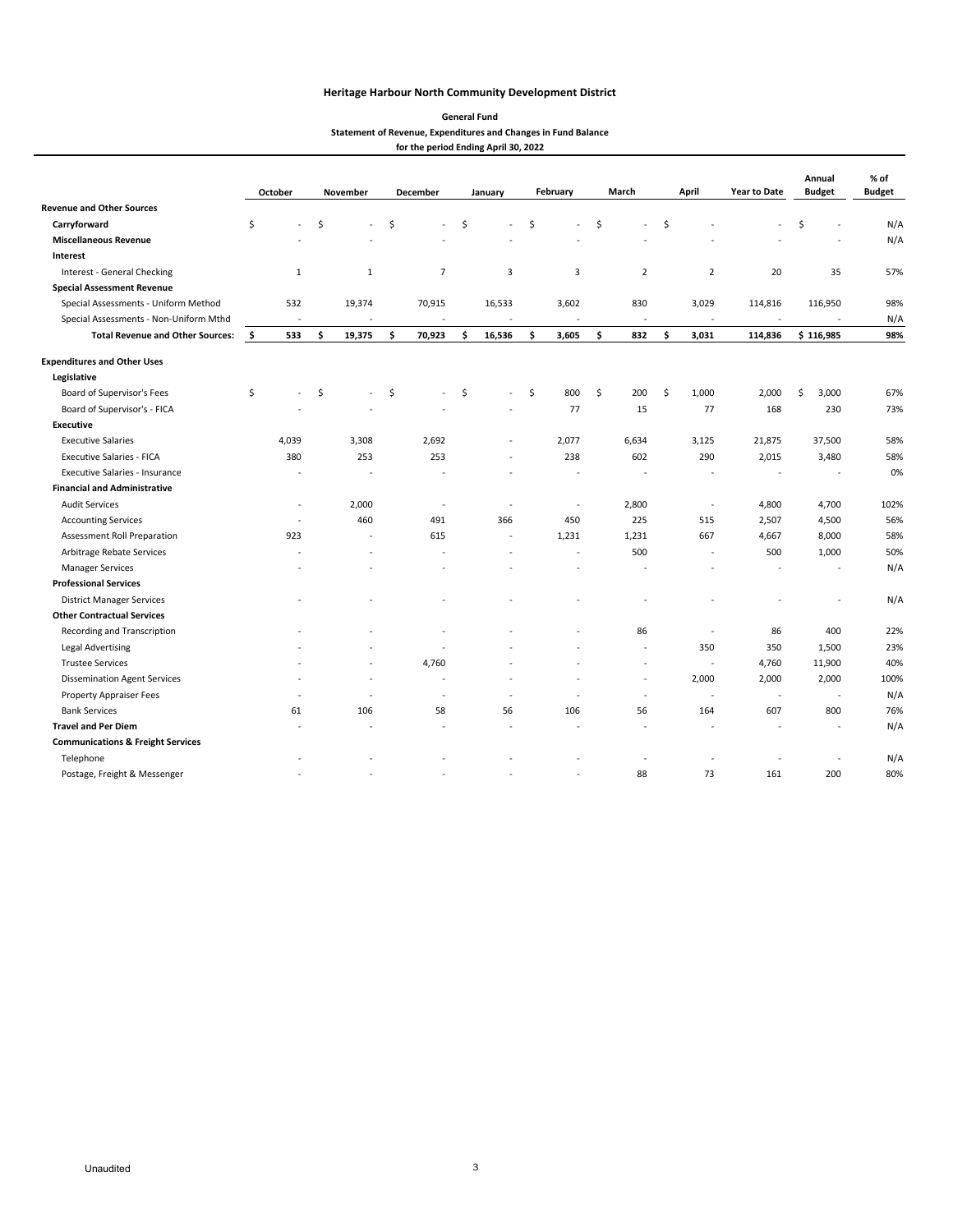# Heritage Harbour North Community Development District

## General Fund

### Statement of Revenue, Expenditures and Changes in Fund Balance

### for the period Ending April 30, 2022

| | October | November | December | January | February | March | April | Year to Date | Annual Budget | % of Budget |
|---|---|---|---|---|---|---|---|---|---|---|
| **Revenue and Other Sources** | | | | | | | | | | |
| **Carryforward** | $ - | $ - | $ - | $ - | $ - | $ - | $ - | - | $ - | N/A |
| **Miscellaneous Revenue** | - | - | - | - | - | - | - | - | - | N/A |
| **Interest** | | | | | | | | | | |
| Interest - General Checking | 1 | 1 | 7 | 3 | 3 | 2 | 2 | 20 | 35 | 57% |
| **Special Assessment Revenue** | | | | | | | | | | |
| Special Assessments - Uniform Method | 532 | 19,374 | 70,915 | 16,533 | 3,602 | 830 | 3,029 | 114,816 | 116,950 | 98% |
| Special Assessments - Non-Uniform Mthd | - | - | - | - | - | - | - | - | - | N/A |
| **Total Revenue and Other Sources:** | **$ 533** | **$ 19,375** | **$ 70,923** | **$ 16,536** | **$ 3,605** | **$ 832** | **$ 3,031** | **114,836** | **$ 116,985** | **98%** |
| **Expenditures and Other Uses** | | | | | | | | | | |
| **Legislative** | | | | | | | | | | |
| Board of Supervisor's Fees | $ - | $ - | $ - | $ - | $ 800 | $ 200 | $ 1,000 | 2,000 | $ 3,000 | 67% |
| Board of Supervisor's - FICA | - | - | - | - | 77 | 15 | 77 | 168 | 230 | 73% |
| **Executive** | | | | | | | | | | |
| Executive Salaries | 4,039 | 3,308 | 2,692 | - | 2,077 | 6,634 | 3,125 | 21,875 | 37,500 | 58% |
| Executive Salaries - FICA | 380 | 253 | 253 | - | 238 | 602 | 290 | 2,015 | 3,480 | 58% |
| Executive Salaries - Insurance | - | - | - | - | - | - | - | - | - | 0% |
| **Financial and Administrative** | | | | | | | | | | |
| Audit Services | - | 2,000 | - | - | - | 2,800 | - | 4,800 | 4,700 | 102% |
| Accounting Services | - | 460 | 491 | 366 | 450 | 225 | 515 | 2,507 | 4,500 | 56% |
| Assessment Roll Preparation | 923 | - | 615 | - | 1,231 | 1,231 | 667 | 4,667 | 8,000 | 58% |
| Arbitrage Rebate Services | - | - | - | - | - | 500 | - | 500 | 1,000 | 50% |
| Manager Services | - | - | - | - | - | - | - | - | - | N/A |
| **Professional Services** | | | | | | | | | | |
| District Manager Services | - | - | - | - | - | - | - | - | - | N/A |
| **Other Contractual Services** | | | | | | | | | | |
| Recording and Transcription | - | - | - | - | - | 86 | - | 86 | 400 | 22% |
| Legal Advertising | - | - | - | - | - | - | 350 | 350 | 1,500 | 23% |
| Trustee Services | - | - | 4,760 | - | - | - | - | 4,760 | 11,900 | 40% |
| Dissemination Agent Services | - | - | - | - | - | - | 2,000 | 2,000 | 2,000 | 100% |
| Property Appraiser Fees | - | - | - | - | - | - | - | - | - | N/A |
| Bank Services | 61 | 106 | 58 | 56 | 106 | 56 | 164 | 607 | 800 | 76% |
| **Travel and Per Diem** | - | - | - | - | - | - | - | - | - | N/A |
| **Communications & Freight Services** | | | | | | | | | | |
| Telephone | - | - | - | - | - | - | - | - | - | N/A |
| Postage, Freight & Messenger | - | - | - | - | - | 88 | 73 | 161 | 200 | 80% |

Unaudited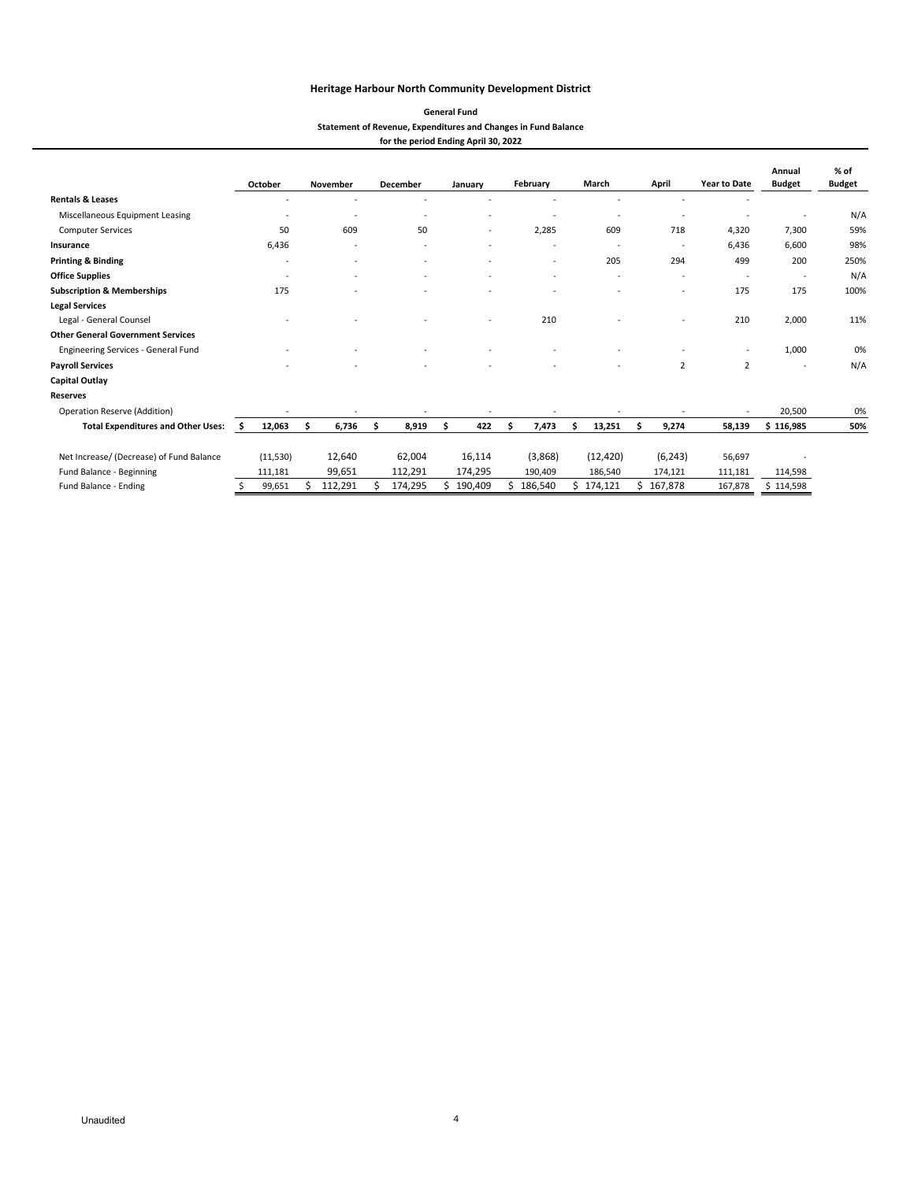# Heritage Harbour North Community Development District

## General Fund

### Statement of Revenue, Expenditures and Changes in Fund Balance

#### for the period Ending April 30, 2022

| | October | November | December | January | February | March | April | Year to Date | Annual Budget | % of Budget |
|---|---|---|---|---|---|---|---|---|---|---|
| **Rentals & Leases** | - | - | - | - | - | - | - | - | | |
| Miscellaneous Equipment Leasing | - | - | - | - | - | - | - | - | - | N/A |
| Computer Services | 50 | 609 | 50 | - | 2,285 | 609 | 718 | 4,320 | 7,300 | 59% |
| **Insurance** | 6,436 | - | - | - | - | - | - | 6,436 | 6,600 | 98% |
| **Printing & Binding** | - | - | - | - | - | 205 | 294 | 499 | 200 | 250% |
| **Office Supplies** | - | - | - | - | - | - | - | - | - | N/A |
| **Subscription & Memberships** | 175 | - | - | - | - | - | - | 175 | 175 | 100% |
| **Legal Services** | | | | | | | | | | |
| Legal - General Counsel | - | - | - | - | 210 | - | - | 210 | 2,000 | 11% |
| **Other General Government Services** | | | | | | | | | | |
| Engineering Services - General Fund | - | - | - | - | - | - | - | - | 1,000 | 0% |
| **Payroll Services** | - | - | - | - | - | - | 2 | 2 | - | N/A |
| **Capital Outlay** | | | | | | | | | | |
| **Reserves** | | | | | | | | | | |
| Operation Reserve (Addition) | - | - | - | - | - | - | - | - | 20,500 | 0% |
| **Total Expenditures and Other Uses:** | **$ 12,063** | **$ 6,736** | **$ 8,919** | **$ 422** | **$ 7,473** | **$ 13,251** | **$ 9,274** | **58,139** | **$ 116,985** | **50%** |
| | | | | | | | | | | |
| Net Increase/ (Decrease) of Fund Balance | (11,530) | 12,640 | 62,004 | 16,114 | (3,868) | (12,420) | (6,243) | 56,697 | - | |
| Fund Balance - Beginning | 111,181 | 99,651 | 112,291 | 174,295 | 190,409 | 186,540 | 174,121 | 111,181 | 114,598 | |
| Fund Balance - Ending | $ 99,651 | $ 112,291 | $ 174,295 | $ 190,409 | $ 186,540 | $ 174,121 | $ 167,878 | 167,878 | $ 114,598 | |

Unaudited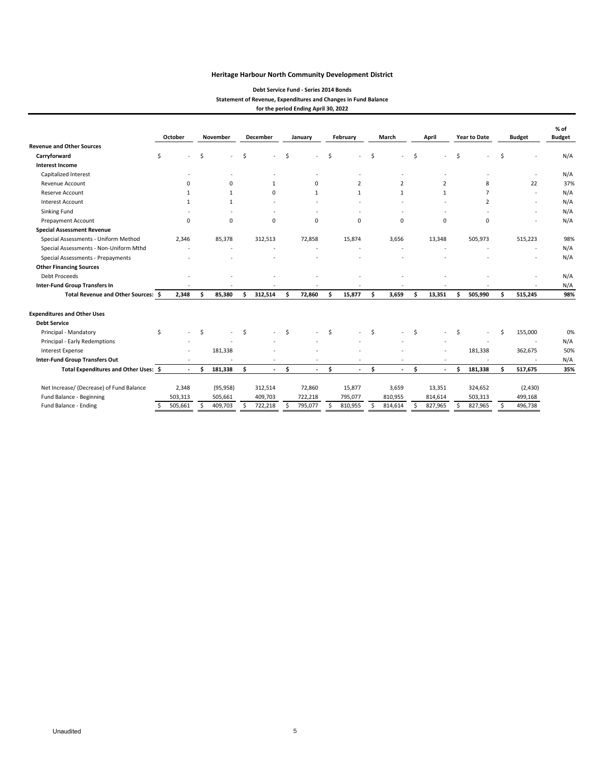# Heritage Harbour North Community Development District

## Debt Service Fund - Series 2014 Bonds

### Statement of Revenue, Expenditures and Changes in Fund Balance

### for the period Ending April 30, 2022

| | October | November | December | January | February | March | April | Year to Date | Budget | % of Budget |
|---|---|---|---|---|---|---|---|---|---|---|
| **Revenue and Other Sources** | | | | | | | | | | |
| **Carryforward** | $ - | $ - | $ - | $ - | $ - | $ - | $ - | $ - | $ - | N/A |
| **Interest Income** | | | | | | | | | | |
| Capitalized Interest | - | - | - | - | - | - | - | - | - | N/A |
| Revenue Account | 0 | 0 | 1 | 0 | 2 | 2 | 2 | 8 | 22 | 37% |
| Reserve Account | 1 | 1 | 0 | 1 | 1 | 1 | 1 | 7 | - | N/A |
| Interest Account | 1 | 1 | - | - | - | - | - | 2 | - | N/A |
| Sinking Fund | - | - | - | - | - | - | - | - | - | N/A |
| Prepayment Account | 0 | 0 | 0 | 0 | 0 | 0 | 0 | 0 | - | N/A |
| **Special Assessment Revenue** | | | | | | | | | | |
| Special Assessments - Uniform Method | 2,346 | 85,378 | 312,513 | 72,858 | 15,874 | 3,656 | 13,348 | 505,973 | 515,223 | 98% |
| Special Assessments - Non-Uniform Mthd | - | - | - | - | - | - | - | - | - | N/A |
| Special Assessments - Prepayments | - | - | - | - | - | - | - | - | - | N/A |
| **Other Financing Sources** | | | | | | | | | | |
| Debt Proceeds | - | - | - | - | - | - | - | - | - | N/A |
| **Inter-Fund Group Transfers In** | - | - | - | - | - | - | - | - | - | N/A |
| **Total Revenue and Other Sources:** | **$ 2,348** | **$ 85,380** | **$ 312,514** | **$ 72,860** | **$ 15,877** | **$ 3,659** | **$ 13,351** | **$ 505,990** | **$ 515,245** | **98%** |
| | | | | | | | | | | |
| **Expenditures and Other Uses** | | | | | | | | | | |
| **Debt Service** | | | | | | | | | | |
| Principal - Mandatory | $ - | $ - | $ - | $ - | $ - | $ - | $ - | $ - | $ 155,000 | 0% |
| Principal - Early Redemptions | - | - | - | - | - | - | - | - | - | N/A |
| Interest Expense | - | 181,338 | - | - | - | - | - | 181,338 | 362,675 | 50% |
| **Inter-Fund Group Transfers Out** | - | - | - | - | - | - | - | - | - | N/A |
| **Total Expenditures and Other Uses:** | **$ -** | **$ 181,338** | **$ -** | **$ -** | **$ -** | **$ -** | **$ -** | **$ 181,338** | **$ 517,675** | **35%** |
| | | | | | | | | | | |
| Net Increase/ (Decrease) of Fund Balance | 2,348 | (95,958) | 312,514 | 72,860 | 15,877 | 3,659 | 13,351 | 324,652 | (2,430) | |
| Fund Balance - Beginning | 503,313 | 505,661 | 409,703 | 722,218 | 795,077 | 810,955 | 814,614 | 503,313 | 499,168 | |
| Fund Balance - Ending | $ 505,661 | $ 409,703 | $ 722,218 | $ 795,077 | $ 810,955 | $ 814,614 | $ 827,965 | $ 827,965 | $ 496,738 | |

Unaudited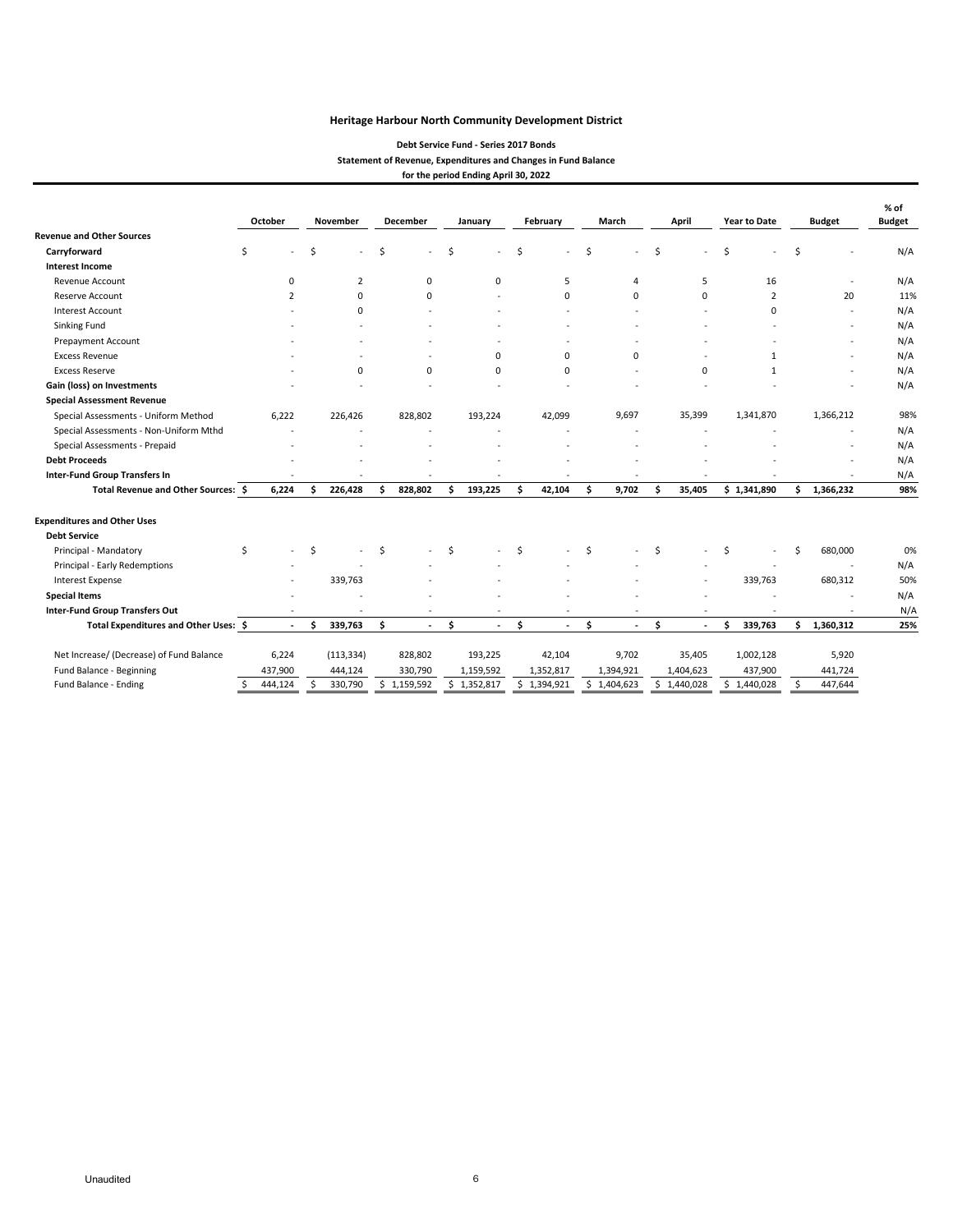**Heritage Harbour North Community Development District**

**Debt Service Fund - Series 2017 Bonds**

**Statement of Revenue, Expenditures and Changes in Fund Balance**

**for the period Ending April 30, 2022**

| | October | November | December | January | February | March | April | Year to Date | Budget | % of Budget |
|---|---|---|---|---|---|---|---|---|---|---|
| **Revenue and Other Sources** | | | | | | | | | | |
| **Carryforward** | $ - | $ - | $ - | $ - | $ - | $ - | $ - | $ - | $ - | N/A |
| **Interest Income** | | | | | | | | | | |
| Revenue Account | 0 | 2 | 0 | 0 | 5 | 4 | 5 | 16 | - | N/A |
| Reserve Account | 2 | 0 | 0 | - | 0 | 0 | 0 | 2 | 20 | 11% |
| Interest Account | - | 0 | - | - | - | - | - | 0 | - | N/A |
| Sinking Fund | - | - | - | - | - | - | - | - | - | N/A |
| Prepayment Account | - | - | - | - | - | - | - | - | - | N/A |
| Excess Revenue | - | - | - | 0 | 0 | 0 | - | 1 | - | N/A |
| Excess Reserve | - | 0 | 0 | 0 | 0 | - | 0 | 1 | - | N/A |
| **Gain (loss) on Investments** | - | - | - | - | - | - | - | - | - | N/A |
| **Special Assessment Revenue** | | | | | | | | | | |
| Special Assessments - Uniform Method | 6,222 | 226,426 | 828,802 | 193,224 | 42,099 | 9,697 | 35,399 | 1,341,870 | 1,366,212 | 98% |
| Special Assessments - Non-Uniform Mthd | - | - | - | - | - | - | - | - | - | N/A |
| Special Assessments - Prepaid | - | - | - | - | - | - | - | - | - | N/A |
| **Debt Proceeds** | - | - | - | - | - | - | - | - | - | N/A |
| **Inter-Fund Group Transfers In** | - | - | - | - | - | - | - | - | - | N/A |
| **Total Revenue and Other Sources:** | **$ 6,224** | **$ 226,428** | **$ 828,802** | **$ 193,225** | **$ 42,104** | **$ 9,702** | **$ 35,405** | **$ 1,341,890** | **$ 1,366,232** | **98%** |
| **Expenditures and Other Uses** | | | | | | | | | | |
| **Debt Service** | | | | | | | | | | |
| Principal - Mandatory | $ - | $ - | $ - | $ - | $ - | $ - | $ - | $ - | $ 680,000 | 0% |
| Principal - Early Redemptions | - | - | - | - | - | - | - | - | - | N/A |
| Interest Expense | - | 339,763 | - | - | - | - | - | 339,763 | 680,312 | 50% |
| **Special Items** | - | - | - | - | - | - | - | - | - | N/A |
| **Inter-Fund Group Transfers Out** | - | - | - | - | - | - | - | - | - | N/A |
| **Total Expenditures and Other Uses:** | **$ -** | **$ 339,763** | **$ -** | **$ -** | **$ -** | **$ -** | **$ -** | **$ 339,763** | **$ 1,360,312** | **25%** |
| Net Increase/ (Decrease) of Fund Balance | 6,224 | (113,334) | 828,802 | 193,225 | 42,104 | 9,702 | 35,405 | 1,002,128 | 5,920 | |
| Fund Balance - Beginning | 437,900 | 444,124 | 330,790 | 1,159,592 | 1,352,817 | 1,394,921 | 1,404,623 | 437,900 | 441,724 | |
| Fund Balance - Ending | $ 444,124 | $ 330,790 | $ 1,159,592 | $ 1,352,817 | $ 1,394,921 | $ 1,404,623 | $ 1,440,028 | $ 1,440,028 | $ 447,644 | |

Unaudited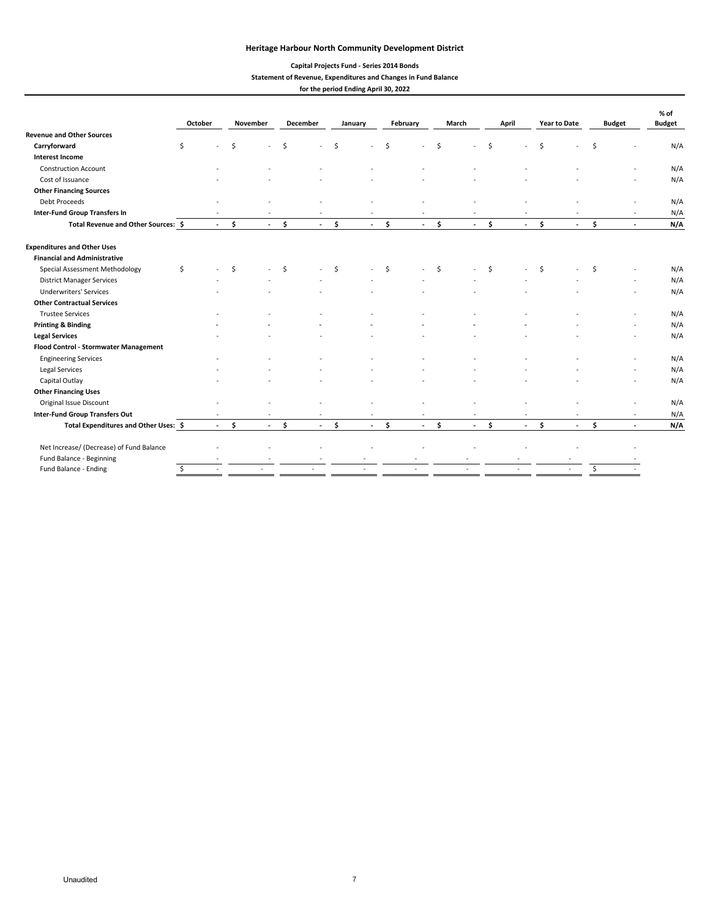# Heritage Harbour North Community Development District

## Capital Projects Fund - Series 2014 Bonds

### Statement of Revenue, Expenditures and Changes in Fund Balance

### for the period Ending April 30, 2022

| | October | November | December | January | February | March | April | Year to Date | Budget | % of Budget |
|---|---|---|---|---|---|---|---|---|---|---|
| **Revenue and Other Sources** | | | | | | | | | | |
| **Carryforward** | $ - | $ - | $ - | $ - | $ - | $ - | $ - | $ - | $ - | N/A |
| **Interest Income** | | | | | | | | | | |
| Construction Account | - | - | - | - | - | - | - | - | - | N/A |
| Cost of Issuance | - | - | - | - | - | - | - | - | - | N/A |
| **Other Financing Sources** | | | | | | | | | | |
| Debt Proceeds | - | - | - | - | - | - | - | - | - | N/A |
| **Inter-Fund Group Transfers In** | - | - | - | - | - | - | - | - | - | N/A |
| **Total Revenue and Other Sources:** | **$ -** | **$ -** | **$ -** | **$ -** | **$ -** | **$ -** | **$ -** | **$ -** | **$ -** | **N/A** |
| **Expenditures and Other Uses** | | | | | | | | | | |
| **Financial and Administrative** | | | | | | | | | | |
| Special Assessment Methodology | $ - | $ - | $ - | $ - | $ - | $ - | $ - | $ - | $ - | N/A |
| District Manager Services | - | - | - | - | - | - | - | - | - | N/A |
| Underwriters' Services | - | - | - | - | - | - | - | - | - | N/A |
| **Other Contractual Services** | | | | | | | | | | |
| Trustee Services | - | - | - | - | - | - | - | - | - | N/A |
| **Printing & Binding** | - | - | - | - | - | - | - | - | - | N/A |
| **Legal Services** | - | - | - | - | - | - | - | - | - | N/A |
| **Flood Control - Stormwater Management** | | | | | | | | | | |
| Engineering Services | - | - | - | - | - | - | - | - | - | N/A |
| Legal Services | - | - | - | - | - | - | - | - | - | N/A |
| Capital Outlay | - | - | - | - | - | - | - | - | - | N/A |
| **Other Financing Uses** | | | | | | | | | | |
| Original Issue Discount | - | - | - | - | - | - | - | - | - | N/A |
| **Inter-Fund Group Transfers Out** | - | - | - | - | - | - | - | - | - | N/A |
| **Total Expenditures and Other Uses:** | **$ -** | **$ -** | **$ -** | **$ -** | **$ -** | **$ -** | **$ -** | **$ -** | **$ -** | **N/A** |
| Net Increase/ (Decrease) of Fund Balance | - | - | - | - | - | - | - | - | - | |
| Fund Balance - Beginning | - | - | - | - | - | - | - | - | - | |
| Fund Balance - Ending | $ - | - | - | - | - | - | - | - | $ - | |

Unaudited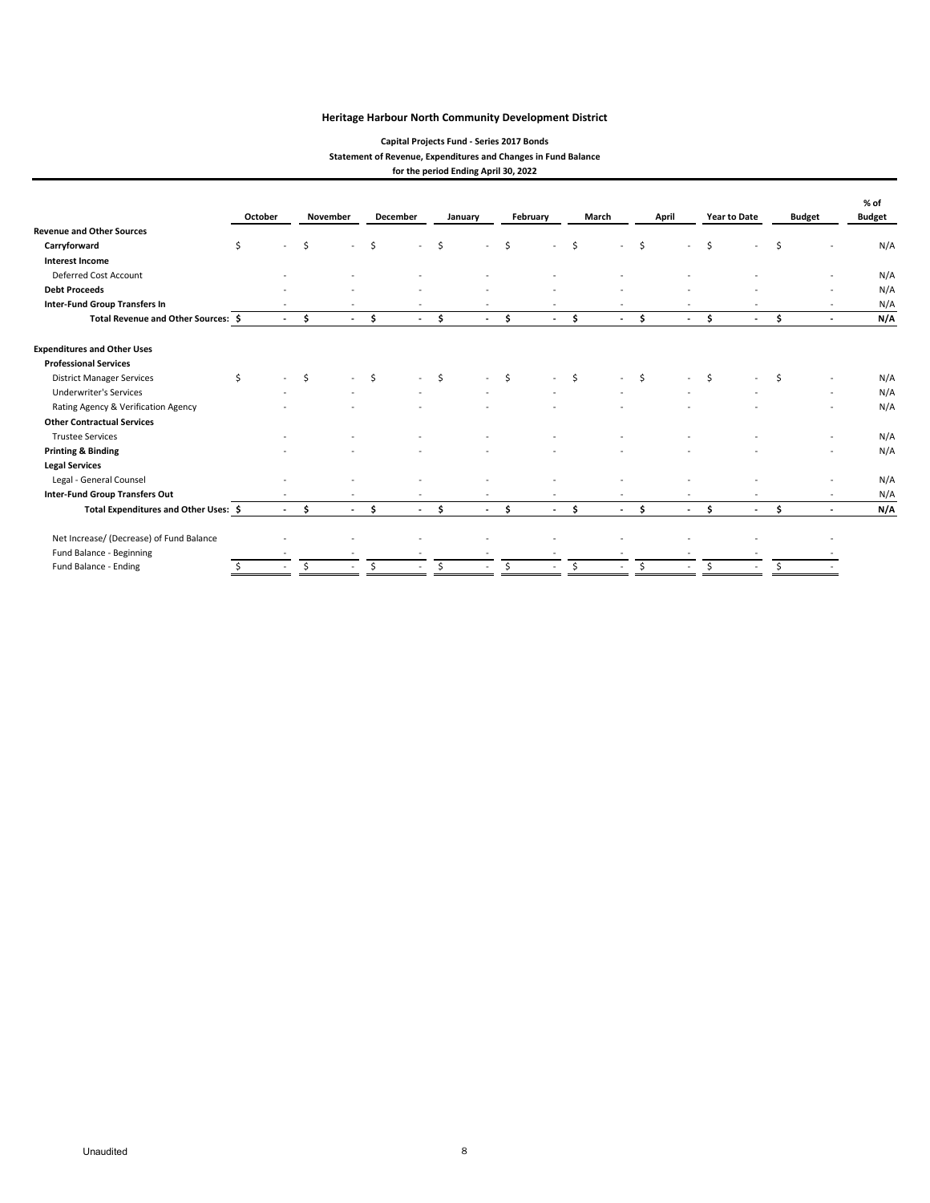# Heritage Harbour North Community Development District

### Capital Projects Fund - Series 2017 Bonds

### Statement of Revenue, Expenditures and Changes in Fund Balance

### for the period Ending April 30, 2022

| | October | November | December | January | February | March | April | Year to Date | Budget | % of Budget |
|---|---|---|---|---|---|---|---|---|---|---|
| **Revenue and Other Sources** | | | | | | | | | | |
| **Carryforward** | $ - | $ - | $ - | $ - | $ - | $ - | $ - | $ - | $ - | N/A |
| **Interest Income** | | | | | | | | | | |
| Deferred Cost Account | - | - | - | - | - | - | - | - | - | N/A |
| **Debt Proceeds** | - | - | - | - | - | - | - | - | - | N/A |
| **Inter-Fund Group Transfers In** | - | - | - | - | - | - | - | - | - | N/A |
| **Total Revenue and Other Sources:** | **$ -** | **$ -** | **$ -** | **$ -** | **$ -** | **$ -** | **$ -** | **$ -** | **$ -** | **N/A** |
| **Expenditures and Other Uses** | | | | | | | | | | |
| **Professional Services** | | | | | | | | | | |
| District Manager Services | $ - | $ - | $ - | $ - | $ - | $ - | $ - | $ - | $ - | N/A |
| Underwriter's Services | - | - | - | - | - | - | - | - | - | N/A |
| Rating Agency & Verification Agency | - | - | - | - | - | - | - | - | - | N/A |
| **Other Contractual Services** | | | | | | | | | | |
| Trustee Services | - | - | - | - | - | - | - | - | - | N/A |
| **Printing & Binding** | - | - | - | - | - | - | - | - | - | N/A |
| **Legal Services** | | | | | | | | | | |
| Legal - General Counsel | - | - | - | - | - | - | - | - | - | N/A |
| **Inter-Fund Group Transfers Out** | - | - | - | - | - | - | - | - | - | N/A |
| **Total Expenditures and Other Uses:** | **$ -** | **$ -** | **$ -** | **$ -** | **$ -** | **$ -** | **$ -** | **$ -** | **$ -** | **N/A** |
| Net Increase/ (Decrease) of Fund Balance | - | - | - | - | - | - | - | - | - | |
| Fund Balance - Beginning | - | - | - | - | - | - | - | - | - | |
| Fund Balance - Ending | $ - | $ - | $ - | $ - | $ - | $ - | $ - | $ - | $ - | |

Unaudited